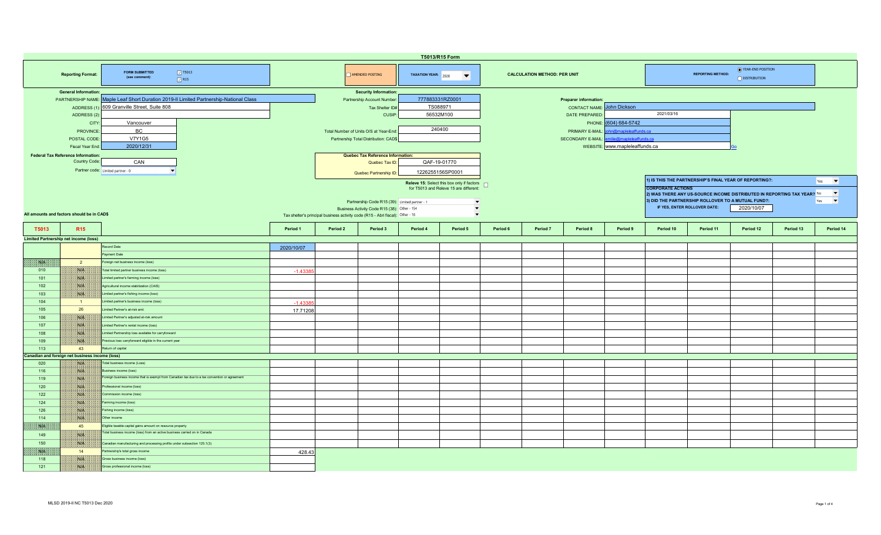# T5013/R15 Form

**Reporting Format:** FORM SUBMITTED (see comment): ☑ T5013 ☑ R15

☐ AMENDED POSTING

**TAXATION YEAR:** 2020

**CALCULATION METHOD: PER UNIT**

**REPORTING METHOD:** ◉ YEAR-END POSITION ○ DISTRIBUTION

**General Information:**

| | |
|---|---|
| PARTNERSHIP NAME: | Maple Leaf Short Duration 2019-II Limited Partnership-National Class |
| ADDRESS (1): | 609 Granville Street, Suite 808 |
| ADDRESS (2): | |
| CITY: | Vancouver |
| PROVINCE: | BC |
| POSTAL CODE: | V7Y1G5 |
| Fiscal Year End: | 2020/12/31 |

**Federal Tax Reference Information:**

| | |
|---|---|
| Country Code: | CAN |
| Partner code: | Limited partner - 0 |

**Security Information:**

| | |
|---|---|
| Partnership Account Number: | 777883331RZ0001 |
| Tax Shelter ID#: | TS088971 |
| CUSIP: | 56532M100 |
| Total Number of Units O/S at Year-End: | 240400 |
| Partnership Total Distribution: CAD$ | |

**Quebec Tax Reference Information:**

| | |
|---|---|
| Quebec Tax ID: | QAF-19-01770 |
| Quebec Partnership ID: | 1226255156SP0001 |

Releve 15: Select this box only if factors for T5013 and Releve 15 are different: ☐

| | |
|---|---|
| Partnership Code R15 (39): | Limited partner - 1 |
| Business Activity Code R15 (38): | Other - 154 |
| Tax shelter's principal business activity code (R15 - Abri fiscal): | Other - 16 |

**Preparer information:**

| | |
|---|---|
| CONTACT NAME: | John Dickson |
| DATE PREPARED: | 2021/03/16 |
| PHONE: | (604) 684-5742 |
| PRIMARY E-MAIL: | john@mapleleaffunds.ca |
| SECONDARY E-MAIL: | emilie@mapleleaffunds.ca |
| WEBSITE: | www.mapleleaffunds.ca |

1) IS THIS THE PARTNERSHIP'S FINAL YEAR OF REPORTING?: Yes

**CORPORATE ACTIONS**

2) WAS THERE ANY US-SOURCE INCOME DISTRIBUTED IN REPORTING TAX YEAR?: No

3) DID THE PARTNERSHIP ROLLOVER TO A MUTUAL FUND?: Yes

IF YES, ENTER ROLLOVER DATE: 2020/10/07

All amounts and factors should be in CAD$

| T5013 | R15 | | Period 1 | Period 2 | Period 3 | Period 4 | Period 5 | Period 6 | Period 7 | Period 8 | Period 9 | Period 10 | Period 11 | Period 12 | Period 13 | Period 14 |
|---|---|---|---|---|---|---|---|---|---|---|---|---|---|---|---|---|
| **Limited Partnership net income (loss)** | | | | | | | | | | | | | | | | |
| | | Record Date | 2020/10/07 | | | | | | | | | | | | | |
| | | Payment Date | | | | | | | | | | | | | | |
| N/A | 2 | Foreign net business income (loss) | | | | | | | | | | | | | | |
| 010 | N/A | Total limited partner business income (loss) | -1.43385 | | | | | | | | | | | | | |
| 101 | N/A | Limited partner's farming income (loss) | | | | | | | | | | | | | | |
| 102 | N/A | Agricultural income stabilization (CAIS) | | | | | | | | | | | | | | |
| 103 | N/A | Limited partner's fishing income (loss) | | | | | | | | | | | | | | |
| 104 | 1 | Limited partner's business income (loss) | -1.43385 | | | | | | | | | | | | | |
| 105 | 26 | Limited Partner's at-risk amt. | 17.71208 | | | | | | | | | | | | | |
| 106 | N/A | Limited Partner's adjusted at-risk amount | | | | | | | | | | | | | | |
| 107 | N/A | Limited Partner's rental income (loss) | | | | | | | | | | | | | | |
| 108 | N/A | Limited Partnership loss available for carryforward | | | | | | | | | | | | | | |
| 109 | N/A | Previous loss carryforward eligible in the current year | | | | | | | | | | | | | | |
| 113 | 43 | Return of capital | | | | | | | | | | | | | | |
| **Canadian and foreign net business income (loss)** | | | | | | | | | | | | | | | | |
| 020 | N/A | Total business income (Loss) | | | | | | | | | | | | | | |
| 116 | N/A | Business income (loss) | | | | | | | | | | | | | | |
| 119 | N/A | Foreign business income that is exempt from Canadian tax due to a tax convention or agreement | | | | | | | | | | | | | | |
| 120 | N/A | Professional income (loss) | | | | | | | | | | | | | | |
| 122 | N/A | Commission income (loss) | | | | | | | | | | | | | | |
| 124 | N/A | Farming income (loss) | | | | | | | | | | | | | | |
| 126 | N/A | Fishing income (loss) | | | | | | | | | | | | | | |
| 114 | N/A | Other income | | | | | | | | | | | | | | |
| N/A | 45 | Eligible taxable capital gains amount on resource property | | | | | | | | | | | | | | |
| 149 | N/A | Total business income (loss) from an active business carried on in Canada | | | | | | | | | | | | | | |
| 150 | N/A | Canadian manufacturing and processing profits under subsection 125.1(3) | | | | | | | | | | | | | | |
| N/A | 14 | Partnership's total gross income | 428.43 | | | | | | | | | | | | | |
| 118 | N/A | Gross business income (loss) | | | | | | | | | | | | | | |
| 121 | N/A | Gross professional income (loss) | | | | | | | | | | | | | | |

MLSD 2019-II NC T5013 Dec 2020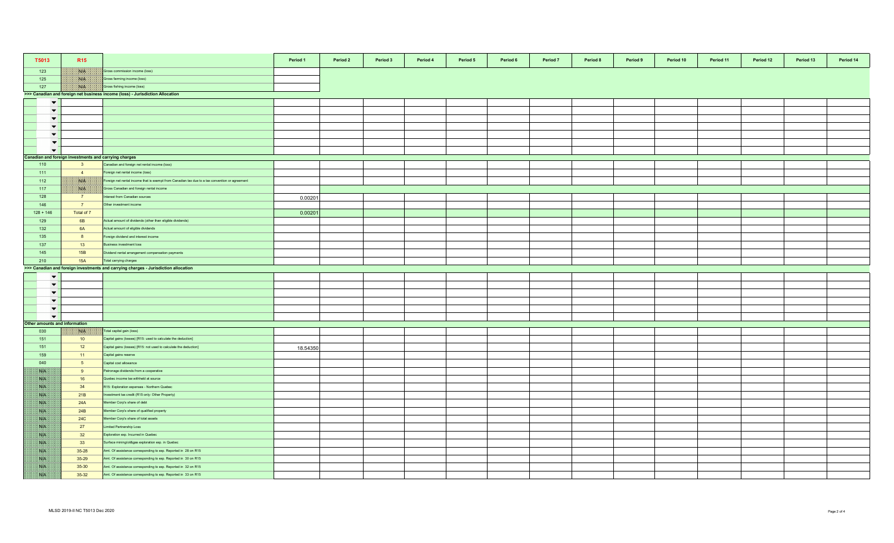| T5013 | R15 | | Period 1 | Period 2 | Period 3 | Period 4 | Period 5 | Period 6 | Period 7 | Period 8 | Period 9 | Period 10 | Period 11 | Period 12 | Period 13 | Period 14 |
|---|---|---|---|---|---|---|---|---|---|---|---|---|---|---|---|---|
| 123 | N/A | Gross commission income (loss) | | | | | | | | | | | | | | |
| 125 | N/A | Gross farming income (loss) | | | | | | | | | | | | | | |
| 127 | N/A | Gross fishing income (loss) | | | | | | | | | | | | | | |
| >>> Canadian and foreign net business income (loss) - Jurisdiction Allocation | | | | | | | | | | | | | | | | |
| | | | | | | | | | | | | | | | | |
| | | | | | | | | | | | | | | | | |
| | | | | | | | | | | | | | | | | |
| | | | | | | | | | | | | | | | | |
| | | | | | | | | | | | | | | | | |
| | | | | | | | | | | | | | | | | |
| | | | | | | | | | | | | | | | | |
| Canadian and foreign investments and carrying charges | | | | | | | | | | | | | | | | |
| 110 | 3 | Canadian and foreign net rental income (loss) | | | | | | | | | | | | | | |
| 111 | 4 | Foreign net rental income (loss) | | | | | | | | | | | | | | |
| 112 | N/A | Foreign net rental income that is exempt from Canadian tax due to a tax convention or agreement | | | | | | | | | | | | | | |
| 117 | N/A | Gross Canadian and foreign rental income | | | | | | | | | | | | | | |
| 128 | 7 | Interest from Canadian sources | 0.00201 | | | | | | | | | | | | | |
| 146 | 7 | Other investment income | | | | | | | | | | | | | | |
| 128 + 146 | Total of 7 | | 0.00201 | | | | | | | | | | | | | |
| 129 | 6B | Actual amount of dividends (other than eligible dividends) | | | | | | | | | | | | | | |
| 132 | 6A | Actual amount of eligible dividends | | | | | | | | | | | | | | |
| 135 | 8 | Foreign dividend and interest income | | | | | | | | | | | | | | |
| 137 | 13 | Business investment loss | | | | | | | | | | | | | | |
| 145 | 15B | Dividend rental arrangement compensation payments | | | | | | | | | | | | | | |
| 210 | 15A | Total carrying charges | | | | | | | | | | | | | | |
| >>> Canadian and foreign investments and carrying charges - Jurisdiction allocation | | | | | | | | | | | | | | | | |
| | | | | | | | | | | | | | | | | |
| | | | | | | | | | | | | | | | | |
| | | | | | | | | | | | | | | | | |
| | | | | | | | | | | | | | | | | |
| | | | | | | | | | | | | | | | | |
| | | | | | | | | | | | | | | | | |
| Other amounts and information | | | | | | | | | | | | | | | | |
| 030 | N/A | Total capital gain (loss) | | | | | | | | | | | | | | |
| 151 | 10 | Capital gains (losses) [R15: used to calculate the deduction] | | | | | | | | | | | | | | |
| 151 | 12 | Capital gains (losses) [R15: not used to calculate the deduction] | 18.54350 | | | | | | | | | | | | | |
| 159 | 11 | Capital gains reserve | | | | | | | | | | | | | | |
| 040 | 5 | Capital cost allowance | | | | | | | | | | | | | | |
| N/A | 9 | Patronage dividends from a cooperative | | | | | | | | | | | | | | |
| N/A | 16 | Quebec income tax withheld at source | | | | | | | | | | | | | | |
| N/A | 34 | R15: Exploration expenses - Northern Quebec | | | | | | | | | | | | | | |
| N/A | 21B | Investment tax credit (R15 only: Other Property) | | | | | | | | | | | | | | |
| N/A | 24A | Member Corp's share of debt | | | | | | | | | | | | | | |
| N/A | 24B | Member Corp's share of qualified property | | | | | | | | | | | | | | |
| N/A | 24C | Member Corp's share of total assets | | | | | | | | | | | | | | |
| N/A | 27 | Limited Partnership Loss | | | | | | | | | | | | | | |
| N/A | 32 | Exploration exp. Incurred in Quebec | | | | | | | | | | | | | | |
| N/A | 33 | Surface mining/oil&gas exploration exp. in Quebec | | | | | | | | | | | | | | |
| N/A | 35-28 | Amt. Of assistance corresponding to exp. Reported in 28 on R15 | | | | | | | | | | | | | | |
| N/A | 35-29 | Amt. Of assistance corresponding to exp. Reported in 30 on R15 | | | | | | | | | | | | | | |
| N/A | 35-30 | Amt. Of assistance corresponding to exp. Reported in 32 on R15 | | | | | | | | | | | | | | |
| N/A | 35-32 | Amt. Of assistance corresponding to exp. Reported in 33 on R15 | | | | | | | | | | | | | | |

MLSD 2019-II NC T5013 Dec 2020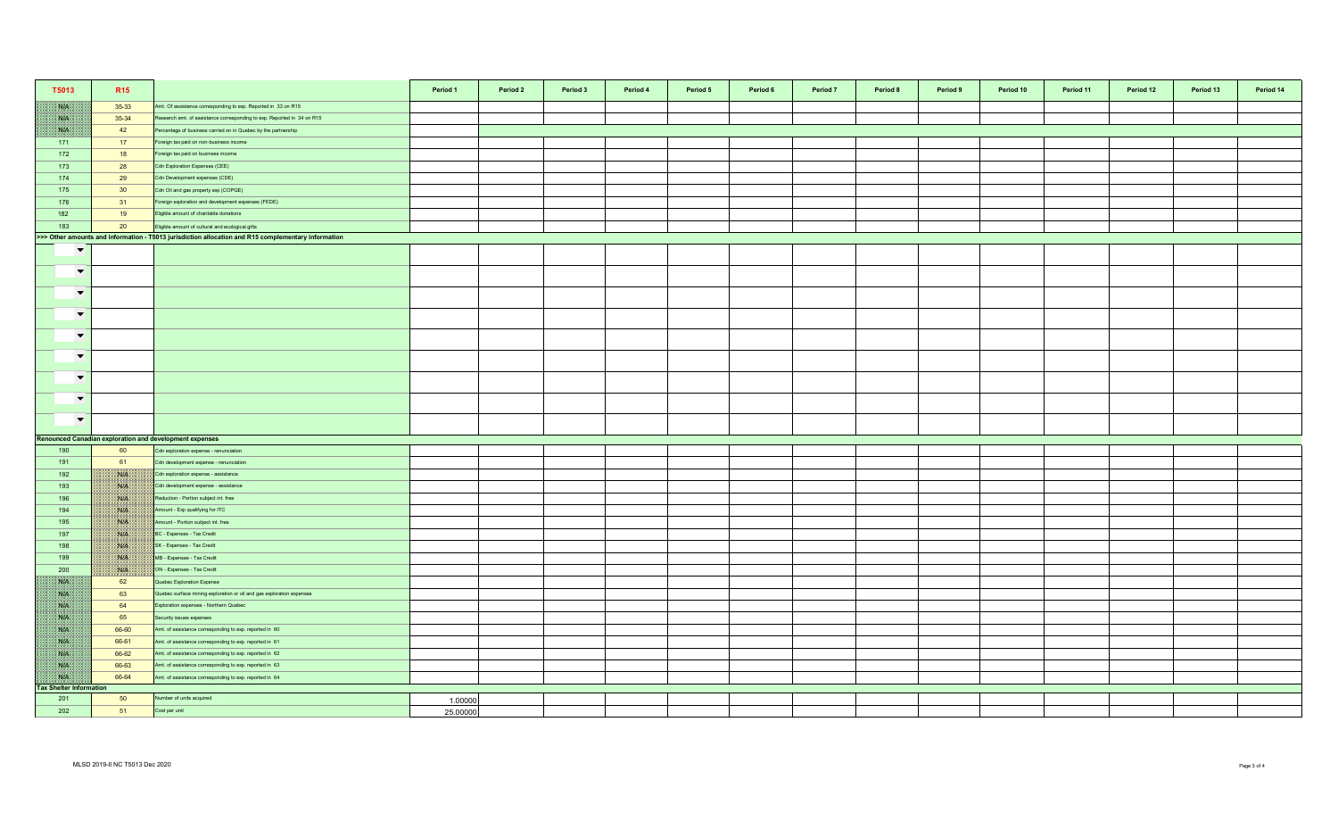| T5013 | R15 | | Period 1 | Period 2 | Period 3 | Period 4 | Period 5 | Period 6 | Period 7 | Period 8 | Period 9 | Period 10 | Period 11 | Period 12 | Period 13 | Period 14 |
|---|---|---|---|---|---|---|---|---|---|---|---|---|---|---|---|---|
| N/A | 35-33 | Amt. Of assistance corresponding to exp. Reported in 33 on R15 | | | | | | | | | | | | | | |
| N/A | 35-34 | Research amt. of assistance corresponding to exp. Reported in 34 on R15 | | | | | | | | | | | | | | |
| N/A | 42 | Percentage of business carried on in Quebec by the partnership | | | | | | | | | | | | | | |
| 171 | 17 | Foreign tax paid on non-business income | | | | | | | | | | | | | | |
| 172 | 18 | Foreign tax paid on business income | | | | | | | | | | | | | | |
| 173 | 28 | Cdn Exploration Expenses (CEE) | | | | | | | | | | | | | | |
| 174 | 29 | Cdn Development expenses (CDE) | | | | | | | | | | | | | | |
| 175 | 30 | Cdn Oil and gas property exp (COPGE) | | | | | | | | | | | | | | |
| 176 | 31 | Foreign exploration and development expenses (FEDE) | | | | | | | | | | | | | | |
| 182 | 19 | Eligible amount of charitable donations | | | | | | | | | | | | | | |
| 183 | 20 | Eligible amount of cultural and ecological gifts | | | | | | | | | | | | | | |
| **>>> Other amounts and information - T5013 jurisdiction allocation and R15 complementary information** | | | | | | | | | | | | | | | | |
| | | | | | | | | | | | | | | | | |
| | | | | | | | | | | | | | | | | |
| | | | | | | | | | | | | | | | | |
| | | | | | | | | | | | | | | | | |
| | | | | | | | | | | | | | | | | |
| | | | | | | | | | | | | | | | | |
| | | | | | | | | | | | | | | | | |
| | | | | | | | | | | | | | | | | |
| | | | | | | | | | | | | | | | | |
| **Renounced Canadian exploration and development expenses** | | | | | | | | | | | | | | | | |
| 190 | 60 | Cdn exploration expense - renunciation | | | | | | | | | | | | | | |
| 191 | 61 | Cdn development expense - renunciation | | | | | | | | | | | | | | |
| 192 | N/A | Cdn exploration expense - assistance | | | | | | | | | | | | | | |
| 193 | N/A | Cdn development expense - assistance | | | | | | | | | | | | | | |
| 196 | N/A | Reduction - Portion subject int. free | | | | | | | | | | | | | | |
| 194 | N/A | Amount - Exp qualifying for ITC | | | | | | | | | | | | | | |
| 195 | N/A | Amount - Portion subject int. free | | | | | | | | | | | | | | |
| 197 | N/A | BC - Expenses - Tax Credit | | | | | | | | | | | | | | |
| 198 | N/A | SK - Expenses - Tax Credit | | | | | | | | | | | | | | |
| 199 | N/A | MB - Expenses - Tax Credit | | | | | | | | | | | | | | |
| 200 | N/A | ON - Expenses - Tax Credit | | | | | | | | | | | | | | |
| N/A | 62 | Quebec Exploration Expense | | | | | | | | | | | | | | |
| N/A | 63 | Quebec surface mining exploration or oil and gas exploration expenses | | | | | | | | | | | | | | |
| N/A | 64 | Exploration expenses - Northern Quebec | | | | | | | | | | | | | | |
| N/A | 65 | Security issues expenses | | | | | | | | | | | | | | |
| N/A | 66-60 | Amt. of assistance corresponding to exp. reported in 60 | | | | | | | | | | | | | | |
| N/A | 66-61 | Amt. of assistance corresponding to exp. reported in 61 | | | | | | | | | | | | | | |
| N/A | 66-62 | Amt. of assistance corresponding to exp. reported in 62 | | | | | | | | | | | | | | |
| N/A | 66-63 | Amt. of assistance corresponding to exp. reported in 63 | | | | | | | | | | | | | | |
| N/A | 66-64 | Amt. of assistance corresponding to exp. reported in 64 | | | | | | | | | | | | | | |
| **Tax Shelter Information** | | | | | | | | | | | | | | | | |
| 201 | 50 | Number of units acquired | 1.00000 | | | | | | | | | | | | | |
| 202 | 51 | Cost per unit | 25.00000 | | | | | | | | | | | | | |

MLSD 2019-II NC T5013 Dec 2020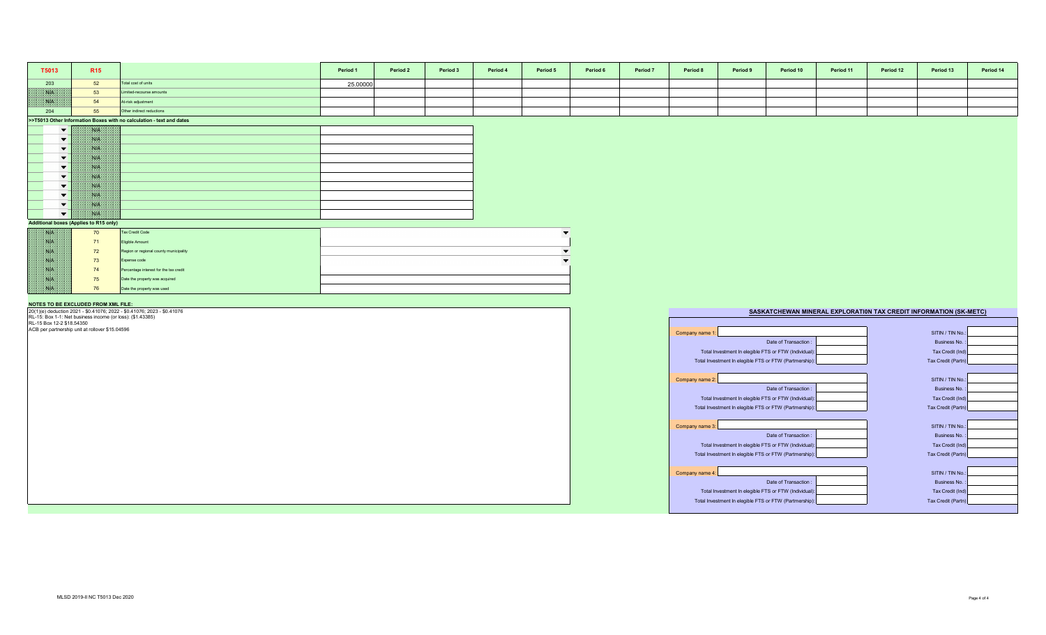| T5013 | R15 | | Period 1 | Period 2 | Period 3 | Period 4 | Period 5 | Period 6 | Period 7 | Period 8 | Period 9 | Period 10 | Period 11 | Period 12 | Period 13 | Period 14 |
|---|---|---|---|---|---|---|---|---|---|---|---|---|---|---|---|---|
| 203 | 52 | Total cost of units | 25.00000 | | | | | | | | | | | | | |
| N/A | 53 | Limited-recourse amounts | | | | | | | | | | | | | | |
| N/A | 54 | At-risk adjustment | | | | | | | | | | | | | | |
| 204 | 55 | Other indirect reductions | | | | | | | | | | | | | | |

**>>T5013 Other Information Boxes with no calculation - text and dates**

| | | | |
|---|---|---|---|
| | N/A | | |
| | N/A | | |
| | N/A | | |
| | N/A | | |
| | N/A | | |
| | N/A | | |
| | N/A | | |
| | N/A | | |
| | N/A | | |
| | N/A | | |

**Additional boxes (Applies to R15 only)**

| | | | |
|---|---|---|---|
| N/A | 70 | Tax Credit Code | |
| N/A | 71 | Eligible Amount | |
| N/A | 72 | Region or regional county municipality | |
| N/A | 73 | Expense code | |
| N/A | 74 | Percentage interest for the tax credit | |
| N/A | 75 | Date the property was acquired | |
| N/A | 76 | Date the property was used | |

**NOTES TO BE EXCLUDED FROM XML FILE:**

20(1)(e) deduction 2021 - $0.41076; 2022 - $0.41076; 2023 - $0.41076
RL-15: Box 1-1: Net business income (or loss): ($1.43385)
RL-15 Box 12-2 $18.54350
ACB per partnership unit at rollover $15.04596

**SASKATCHEWAN MINERAL EXPLORATION TAX CREDIT INFORMATION (SK-METC)**

Company name 1: | SITIN / TIN No.:
Date of Transaction : | Business No. :
Total Investment In elegible FTS or FTW (Individual): | Tax Credit (Ind)
Total Investment In elegible FTS or FTW (Partnership): | Tax Credit (Partn)

Company name 2: | SITIN / TIN No.:
Date of Transaction : | Business No. :
Total Investment In elegible FTS or FTW (Individual): | Tax Credit (Ind)
Total Investment In elegible FTS or FTW (Partnership): | Tax Credit (Partn)

Company name 3: | SITIN / TIN No.:
Date of Transaction : | Business No. :
Total Investment In elegible FTS or FTW (Individual): | Tax Credit (Ind)
Total Investment In elegible FTS or FTW (Partnership): | Tax Credit (Partn)

Company name 4: | SITIN / TIN No.:
Date of Transaction : | Business No. :
Total Investment In elegible FTS or FTW (Individual): | Tax Credit (Ind)
Total Investment In elegible FTS or FTW (Partnership): | Tax Credit (Partn)

MLSD 2019-II NC T5013 Dec 2020